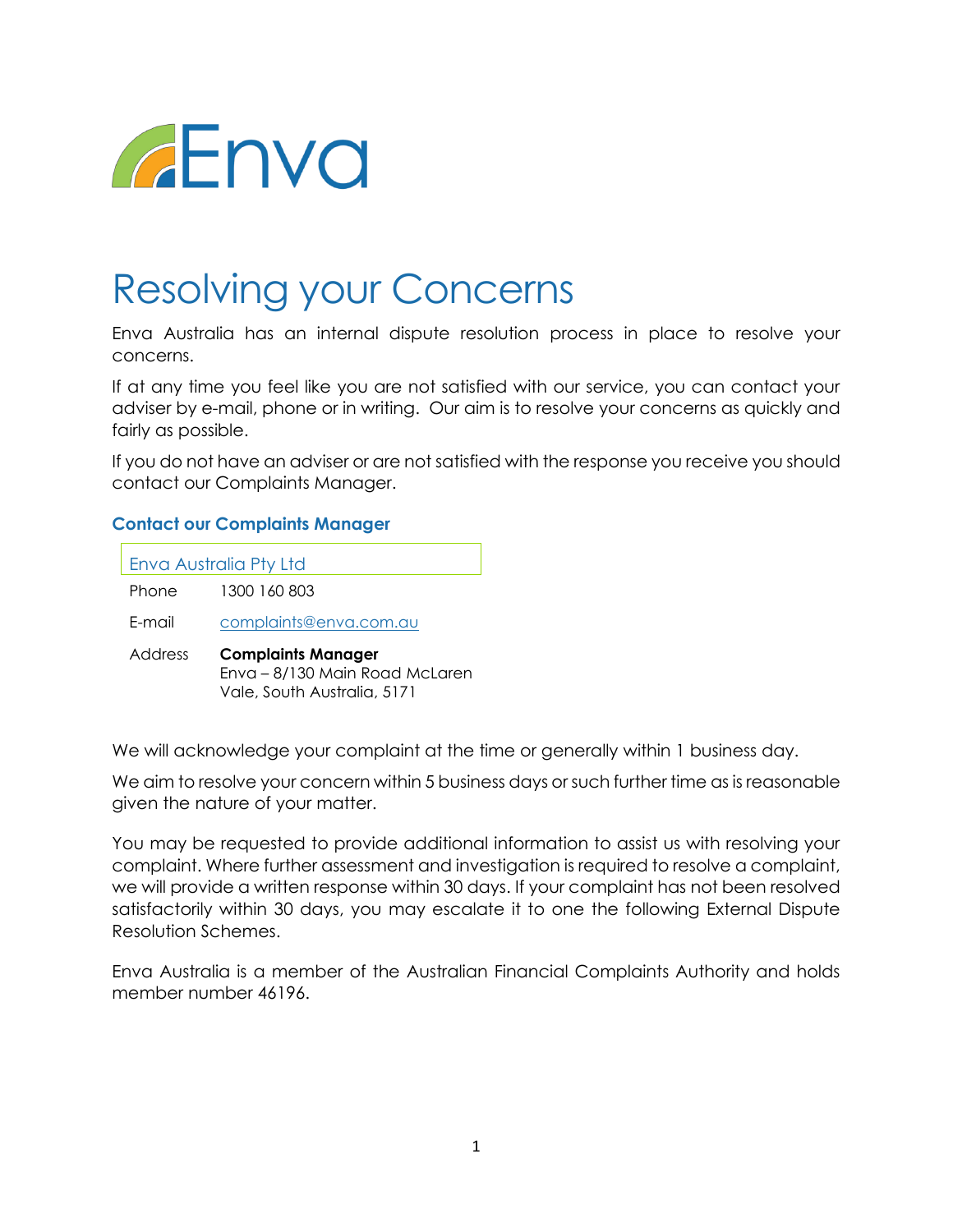Enva

# Resolving your Concerns

Enva Australia has an internal dispute resolution process in place to resolve your concerns.

If at any time you feel like you are not satisfied with our service, you can contact your adviser by e-mail, phone or in writing. Our aim is to resolve your concerns as quickly and fairly as possible.

If you do not have an adviser or are not satisfied with the response you receive you should contact our Complaints Manager.

### Contact our Complaints Manager

| Enva Australia Pty Ltd | |
|---|---|
| Phone | 1300 160 803 |
| E-mail | complaints@enva.com.au |
| Address | **Complaints Manager**<br>Enva – 8/130 Main Road McLaren Vale, South Australia, 5171 |

We will acknowledge your complaint at the time or generally within 1 business day.

We aim to resolve your concern within 5 business days or such further time as is reasonable given the nature of your matter.

You may be requested to provide additional information to assist us with resolving your complaint. Where further assessment and investigation is required to resolve a complaint, we will provide a written response within 30 days. If your complaint has not been resolved satisfactorily within 30 days, you may escalate it to one the following External Dispute Resolution Schemes.

Enva Australia is a member of the Australian Financial Complaints Authority and holds member number 46196.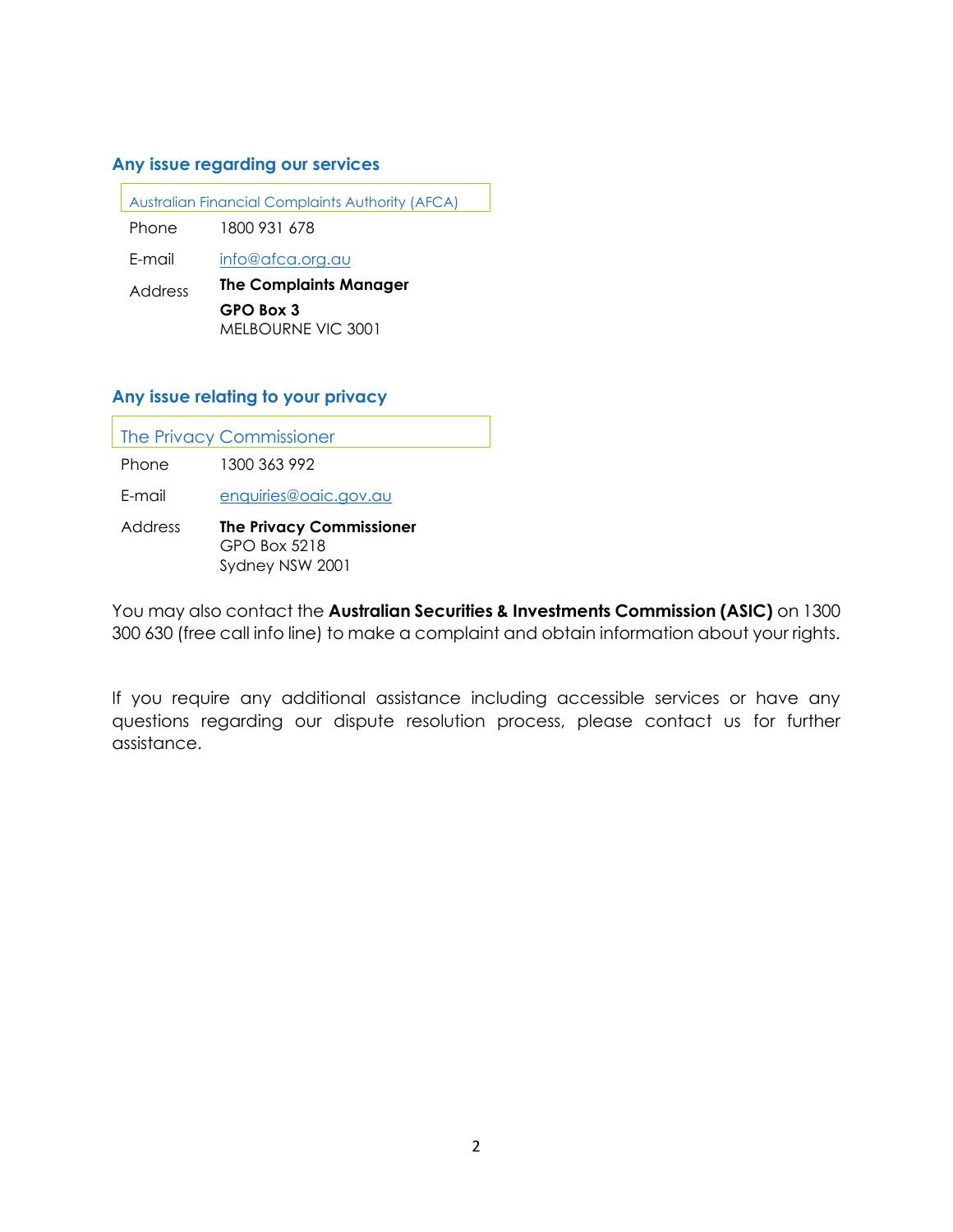## Any issue regarding our services

| Australian Financial Complaints Authority (AFCA) | |
|---|---|
| Phone | 1800 931 678 |
| E-mail | info@afca.org.au |
| Address | **The Complaints Manager**<br>**GPO Box 3**<br>MELBOURNE VIC 3001 |

## Any issue relating to your privacy

| The Privacy Commissioner | |
|---|---|
| Phone | 1300 363 992 |
| E-mail | enquiries@oaic.gov.au |
| Address | **The Privacy Commissioner**<br>GPO Box 5218<br>Sydney NSW 2001 |

You may also contact the **Australian Securities & Investments Commission (ASIC)** on 1300 300 630 (free call info line) to make a complaint and obtain information about your rights.

If you require any additional assistance including accessible services or have any questions regarding our dispute resolution process, please contact us for further assistance.